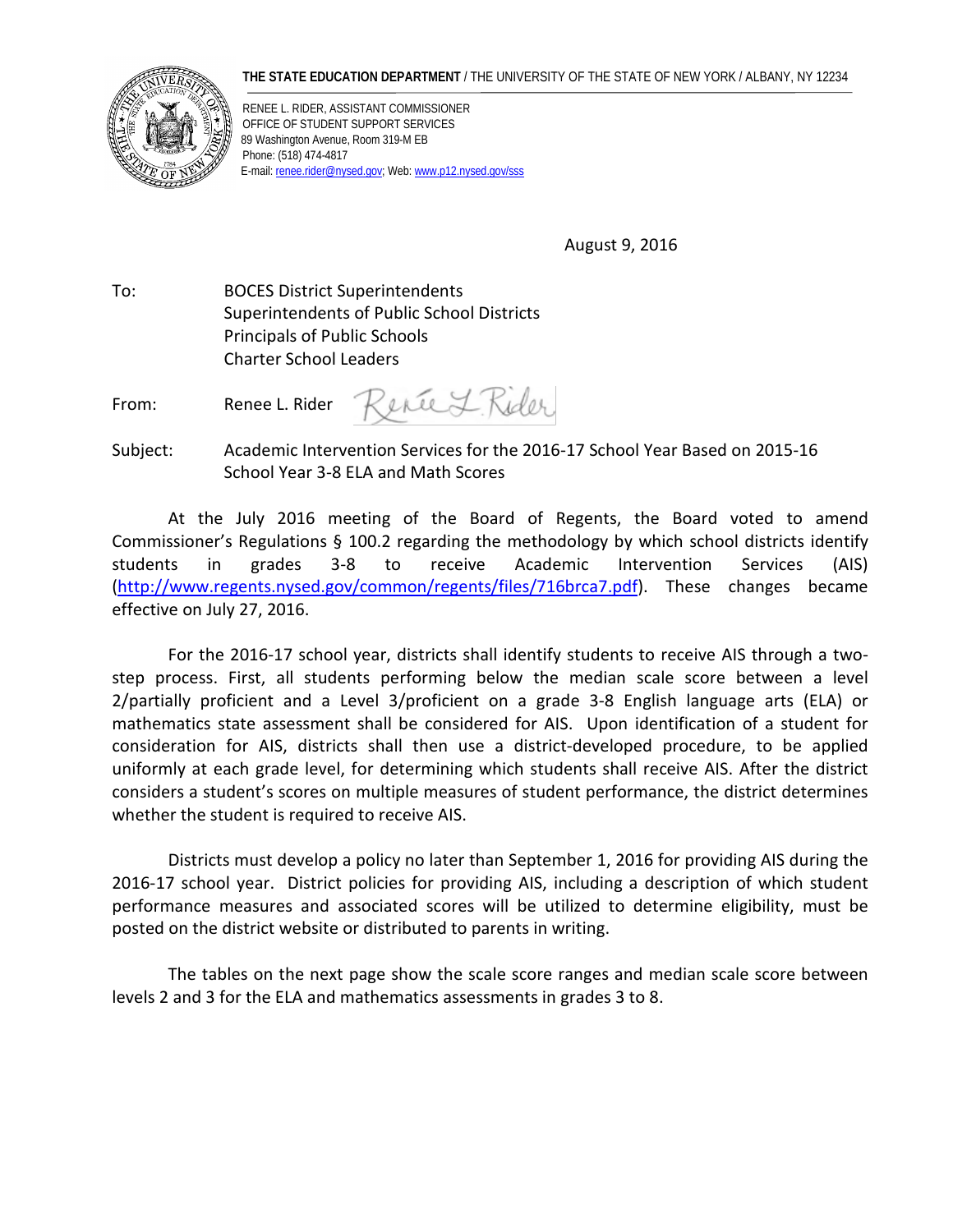**THE STATE EDUCATION DEPARTMENT** / THE UNIVERSITY OF THE STATE OF NEW YORK / ALBANY, NY 12234

RENEE L. RIDER, ASSISTANT COMMISSIONER
OFFICE OF STUDENT SUPPORT SERVICES
89 Washington Avenue, Room 319-M EB
Phone: (518) 474-4817
E-mail: renee.rider@nysed.gov; Web: www.p12.nysed.gov/sss

August 9, 2016

To: BOCES District Superintendents
Superintendents of Public School Districts
Principals of Public Schools
Charter School Leaders

From: Renee L. Rider

Subject: Academic Intervention Services for the 2016-17 School Year Based on 2015-16 School Year 3-8 ELA and Math Scores

At the July 2016 meeting of the Board of Regents, the Board voted to amend Commissioner's Regulations § 100.2 regarding the methodology by which school districts identify students in grades 3-8 to receive Academic Intervention Services (AIS) (http://www.regents.nysed.gov/common/regents/files/716brca7.pdf). These changes became effective on July 27, 2016.

For the 2016-17 school year, districts shall identify students to receive AIS through a two-step process. First, all students performing below the median scale score between a level 2/partially proficient and a Level 3/proficient on a grade 3-8 English language arts (ELA) or mathematics state assessment shall be considered for AIS. Upon identification of a student for consideration for AIS, districts shall then use a district-developed procedure, to be applied uniformly at each grade level, for determining which students shall receive AIS. After the district considers a student's scores on multiple measures of student performance, the district determines whether the student is required to receive AIS.

Districts must develop a policy no later than September 1, 2016 for providing AIS during the 2016-17 school year. District policies for providing AIS, including a description of which student performance measures and associated scores will be utilized to determine eligibility, must be posted on the district website or distributed to parents in writing.

The tables on the next page show the scale score ranges and median scale score between levels 2 and 3 for the ELA and mathematics assessments in grades 3 to 8.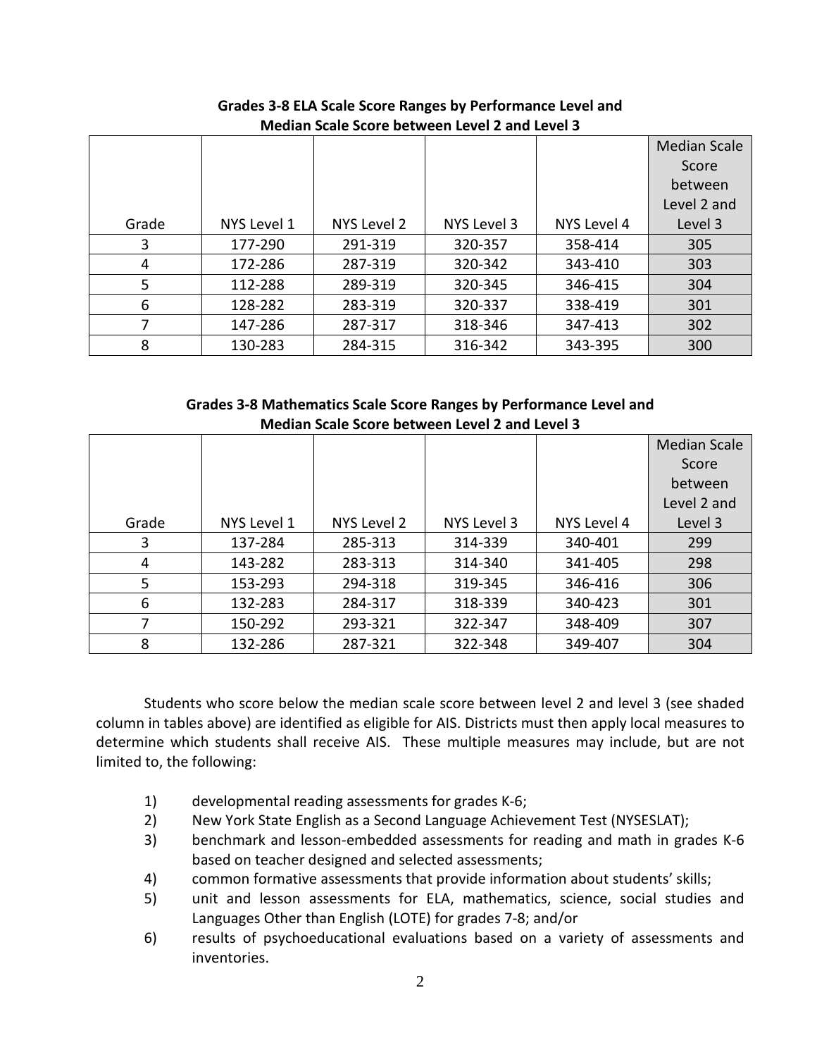**Grades 3-8 ELA Scale Score Ranges by Performance Level and Median Scale Score between Level 2 and Level 3**

| Grade | NYS Level 1 | NYS Level 2 | NYS Level 3 | NYS Level 4 | Median Scale Score between Level 2 and Level 3 |
|---|---|---|---|---|---|
| 3 | 177-290 | 291-319 | 320-357 | 358-414 | 305 |
| 4 | 172-286 | 287-319 | 320-342 | 343-410 | 303 |
| 5 | 112-288 | 289-319 | 320-345 | 346-415 | 304 |
| 6 | 128-282 | 283-319 | 320-337 | 338-419 | 301 |
| 7 | 147-286 | 287-317 | 318-346 | 347-413 | 302 |
| 8 | 130-283 | 284-315 | 316-342 | 343-395 | 300 |

**Grades 3-8 Mathematics Scale Score Ranges by Performance Level and Median Scale Score between Level 2 and Level 3**

| Grade | NYS Level 1 | NYS Level 2 | NYS Level 3 | NYS Level 4 | Median Scale Score between Level 2 and Level 3 |
|---|---|---|---|---|---|
| 3 | 137-284 | 285-313 | 314-339 | 340-401 | 299 |
| 4 | 143-282 | 283-313 | 314-340 | 341-405 | 298 |
| 5 | 153-293 | 294-318 | 319-345 | 346-416 | 306 |
| 6 | 132-283 | 284-317 | 318-339 | 340-423 | 301 |
| 7 | 150-292 | 293-321 | 322-347 | 348-409 | 307 |
| 8 | 132-286 | 287-321 | 322-348 | 349-407 | 304 |

Students who score below the median scale score between level 2 and level 3 (see shaded column in tables above) are identified as eligible for AIS. Districts must then apply local measures to determine which students shall receive AIS. These multiple measures may include, but are not limited to, the following:

1) developmental reading assessments for grades K-6;
2) New York State English as a Second Language Achievement Test (NYSESLAT);
3) benchmark and lesson-embedded assessments for reading and math in grades K-6 based on teacher designed and selected assessments;
4) common formative assessments that provide information about students' skills;
5) unit and lesson assessments for ELA, mathematics, science, social studies and Languages Other than English (LOTE) for grades 7-8; and/or
6) results of psychoeducational evaluations based on a variety of assessments and inventories.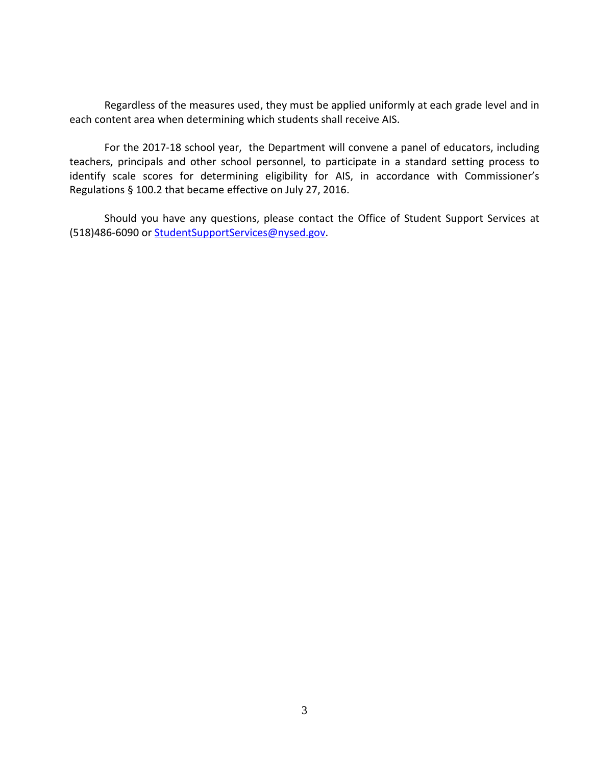Regardless of the measures used, they must be applied uniformly at each grade level and in each content area when determining which students shall receive AIS.

For the 2017-18 school year, the Department will convene a panel of educators, including teachers, principals and other school personnel, to participate in a standard setting process to identify scale scores for determining eligibility for AIS, in accordance with Commissioner's Regulations § 100.2 that became effective on July 27, 2016.

Should you have any questions, please contact the Office of Student Support Services at (518)486-6090 or StudentSupportServices@nysed.gov.